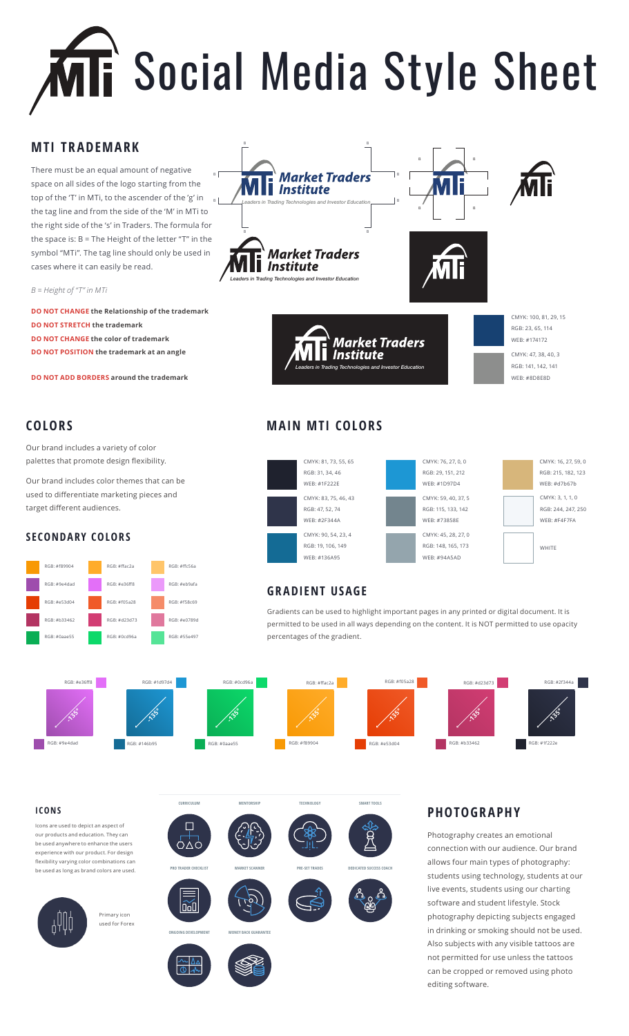# Social Media Style Sheet

## MTI TRADEMARK

There must be an equal amount of negative space on all sides of the logo starting from the top of the 'T' in MTi, to the ascender of the 'g' in the tag line and from the side of the 'M' in MTi to the right side of the 's' in Traders. The formula for the space is: B = The Height of the letter "T" in the symbol "MTi". The tag line should only be used in cases where it can easily be read.

*B = Height of "T" in MTi*

**DO NOT CHANGE the Relationship of the trademark**
**DO NOT STRETCH the trademark**
**DO NOT CHANGE the color of trademark**
**DO NOT POSITION the trademark at an angle**

**DO NOT ADD BORDERS around the trademark**

Market Traders Institute
Leaders in Trading Technologies and Investor Education

CMYK: 100, 81, 29, 15
RGB: 23, 65, 114
WEB: #174172

CMYK: 47, 38, 40, 3
RGB: 141, 142, 141
WEB: #8D8E8D

## COLORS

Our brand includes a variety of color palettes that promote design flexibility.

Our brand includes color themes that can be used to differentiate marketing pieces and target different audiences.

## MAIN MTI COLORS

| | | |
|---|---|---|
| CMYK: 81, 73, 55, 65<br>RGB: 31, 34, 46<br>WEB: #1F222E | CMYK: 76, 27, 0, 0<br>RGB: 29, 151, 212<br>WEB: #1D97D4 | CMYK: 16, 27, 59, 0<br>RGB: 215, 182, 123<br>WEB: #d7b67b |
| CMYK: 83, 75, 46, 43<br>RGB: 47, 52, 74<br>WEB: #2F344A | CMYK: 59, 40, 37, 5<br>RGB: 115, 133, 142<br>WEB: #73858E | CMYK: 3, 1, 1, 0<br>RGB: 244, 247, 250<br>WEB: #F4F7FA |
| CMYK: 90, 54, 23, 4<br>RGB: 19, 106, 149<br>WEB: #136A95 | CMYK: 45, 28, 27, 0<br>RGB: 148, 165, 173<br>WEB: #94A5AD | WHITE |

## SECONDARY COLORS

| | | |
|---|---|---|
| RGB: #f89904 | RGB: #ffac2a | RGB: #ffc56a |
| RGB: #9e4dad | RGB: #e36ff8 | RGB: #eb9afa |
| RGB: #e53d04 | RGB: #f05a28 | RGB: #f58c69 |
| RGB: #b33462 | RGB: #d23d73 | RGB: #e0789d |
| RGB: #0aae55 | RGB: #0cd96a | RGB: #55e497 |

## GRADIENT USAGE

Gradients can be used to highlight important pages in any printed or digital document. It is permitted to be used in all ways depending on the content. It is NOT permitted to use opacity percentages of the gradient.

| End | Angle | Start |
|---|---|---|
| RGB: #e36ff8 | -135° | RGB: #9e4dad |
| RGB: #1d97d4 | -135° | RGB: #146b95 |
| RGB: #0cd96a | -135° | RGB: #0aae55 |
| RGB: #ffac2a | -135° | RGB: #f89904 |
| RGB: #f05a28 | -135° | RGB: #e53d04 |
| RGB: #d23d73 | -135° | RGB: #b33462 |
| RGB: #2f344a | -135° | RGB: #1f222e |

### ICONS

Icons are used to depict an aspect of our products and education. They can be used anywhere to enhance the users experience with our product. For design flexibility varying color combinations can be used as long as brand colors are used.

Primary icon used for Forex

CURRICULUM
MENTORSHIP
TECHNOLOGY
SMART TOOLS
PRO TRADER CHECKLIST
MARKET SCANNER
PRE-SET TRADES
DEDICATED SUCCESS COACH
ONGOING DEVELOPMENT
MONEY BACK GUARANTEE

## PHOTOGRAPHY

Photography creates an emotional connection with our audience. Our brand allows four main types of photography: students using technology, students at our live events, students using our charting software and student lifestyle. Stock photography depicting subjects engaged in drinking or smoking should not be used. Also subjects with any visible tattoos are not permitted for use unless the tattoos can be cropped or removed using photo editing software.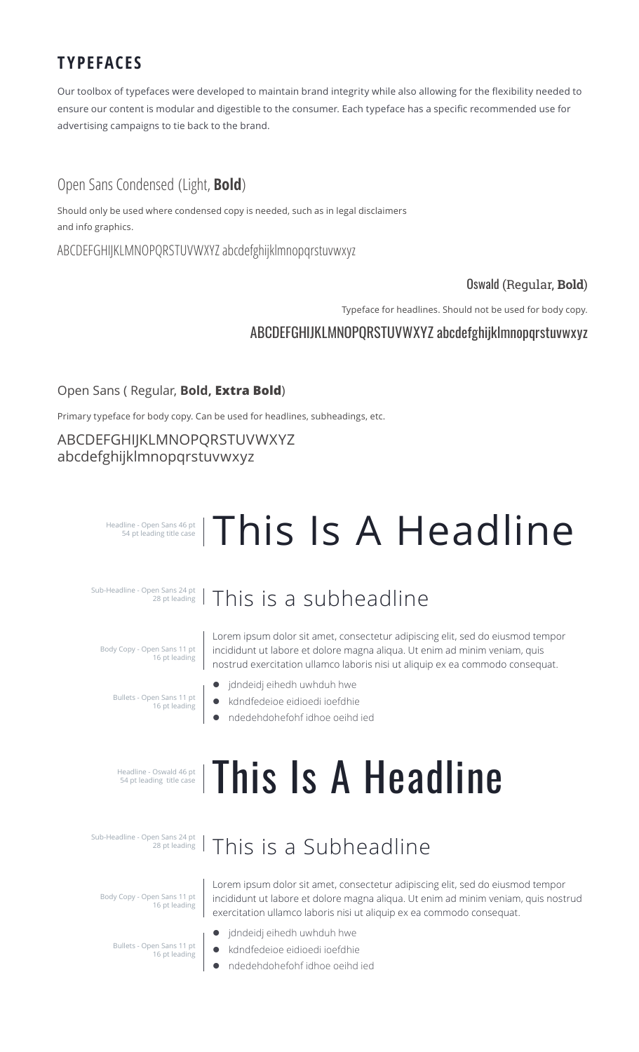# TYPEFACES

Our toolbox of typefaces were developed to maintain brand integrity while also allowing for the flexibility needed to ensure our content is modular and digestible to the consumer. Each typeface has a specific recommended use for advertising campaigns to tie back to the brand.

## Open Sans Condensed (Light, **Bold**)

Should only be used where condensed copy is needed, such as in legal disclaimers and info graphics.

ABCDEFGHIJKLMNOPQRSTUVWXYZ abcdefghijklmnopqrstuvwxyz

## Oswald (Regular, **Bold**)

Typeface for headlines. Should not be used for body copy.

ABCDEFGHIJKLMNOPQRSTUVWXYZ abcdefghijklmnopqrstuvwxyz

## Open Sans ( Regular, **Bold, Extra Bold**)

Primary typeface for body copy. Can be used for headlines, subheadings, etc.

ABCDEFGHIJKLMNOPQRSTUVWXYZ
abcdefghijklmnopqrstuvwxyz

Headline - Open Sans 46 pt
54 pt leading title case

# This Is A Headline

Sub-Headline - Open Sans 24 pt
28 pt leading

## This is a subheadline

Body Copy - Open Sans 11 pt
16 pt leading

Lorem ipsum dolor sit amet, consectetur adipiscing elit, sed do eiusmod tempor incididunt ut labore et dolore magna aliqua. Ut enim ad minim veniam, quis nostrud exercitation ullamco laboris nisi ut aliquip ex ea commodo consequat.

Bullets - Open Sans 11 pt
16 pt leading

- jndeidj eihedh uwhduh hwe
- kdndfedeioe eidioedi ioefdhie
- ndedehdohefohf idhoe oeihd ied

Headline - Oswald 46 pt
54 pt leading title case

# This Is A Headline

Sub-Headline - Open Sans 24 pt
28 pt leading

## This is a Subheadline

Body Copy - Open Sans 11 pt
16 pt leading

Lorem ipsum dolor sit amet, consectetur adipiscing elit, sed do eiusmod tempor incididunt ut labore et dolore magna aliqua. Ut enim ad minim veniam, quis nostrud exercitation ullamco laboris nisi ut aliquip ex ea commodo consequat.

Bullets - Open Sans 11 pt
16 pt leading

- jndeidj eihedh uwhduh hwe
- kdndfedeioe eidioedi ioefdhie
- ndedehdohefohf idhoe oeihd ied